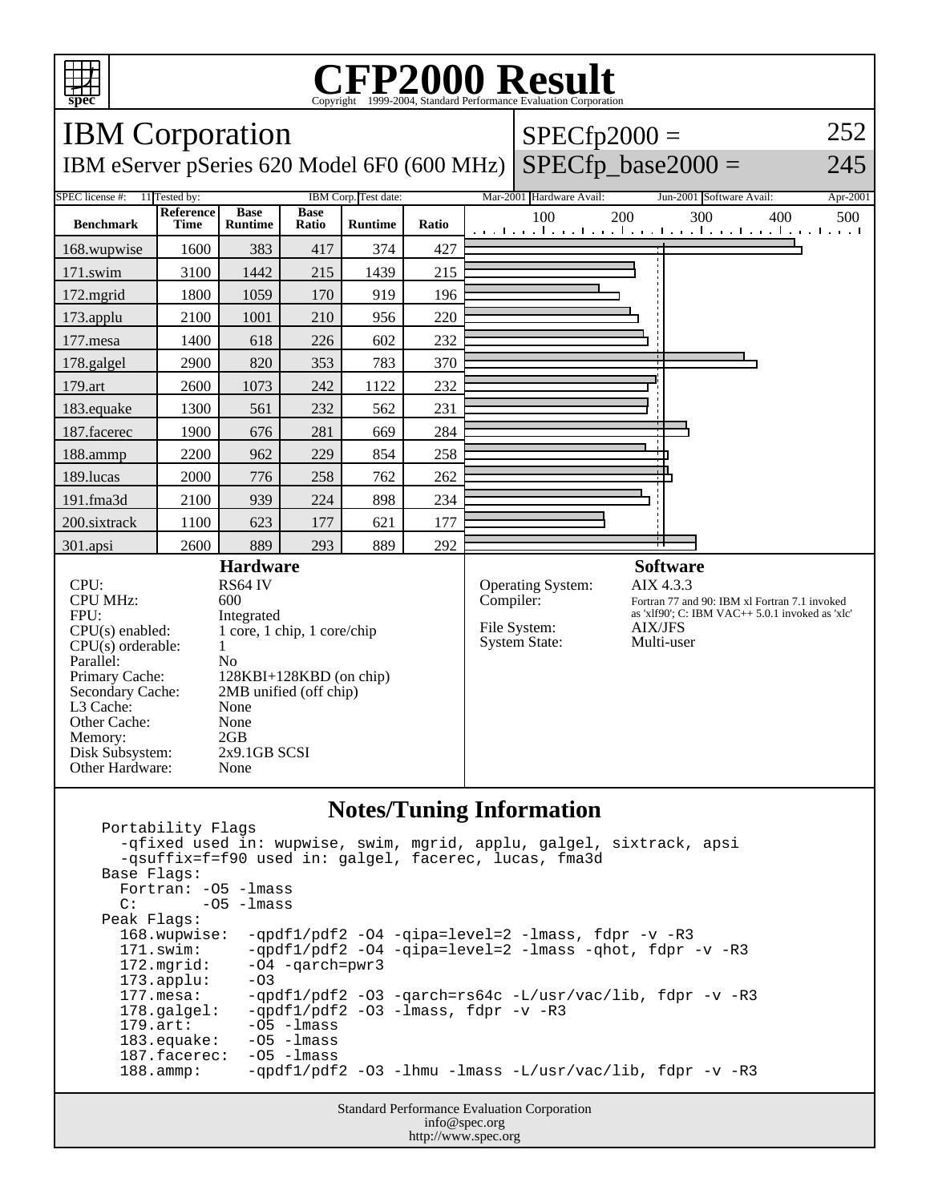# CFP2000 Result

Copyright 1999-2004, Standard Performance Evaluation Corporation

## IBM Corporation

IBM eServer pSeries 620 Model 6F0 (600 MHz)

SPECfp2000 = 252

SPECfp_base2000 = 245

SPEC license #: 11 | Tested by: IBM Corp. | Test date: Mar-2001 | Hardware Avail: Jun-2001 | Software Avail: Apr-2001

| Benchmark | Reference Time | Base Runtime | Base Ratio | Runtime | Ratio |
|---|---|---|---|---|---|
| 168.wupwise | 1600 | 383 | 417 | 374 | 427 |
| 171.swim | 3100 | 1442 | 215 | 1439 | 215 |
| 172.mgrid | 1800 | 1059 | 170 | 919 | 196 |
| 173.applu | 2100 | 1001 | 210 | 956 | 220 |
| 177.mesa | 1400 | 618 | 226 | 602 | 232 |
| 178.galgel | 2900 | 820 | 353 | 783 | 370 |
| 179.art | 2600 | 1073 | 242 | 1122 | 232 |
| 183.equake | 1300 | 561 | 232 | 562 | 231 |
| 187.facerec | 1900 | 676 | 281 | 669 | 284 |
| 188.ammp | 2200 | 962 | 229 | 854 | 258 |
| 189.lucas | 2000 | 776 | 258 | 762 | 262 |
| 191.fma3d | 2100 | 939 | 224 | 898 | 234 |
| 200.sixtrack | 1100 | 623 | 177 | 621 | 177 |
| 301.apsi | 2600 | 889 | 293 | 889 | 292 |

### Hardware

| | |
|---|---|
| CPU: | RS64 IV |
| CPU MHz: | 600 |
| FPU: | Integrated |
| CPU(s) enabled: | 1 core, 1 chip, 1 core/chip |
| CPU(s) orderable: | 1 |
| Parallel: | No |
| Primary Cache: | 128KBI+128KBD (on chip) |
| Secondary Cache: | 2MB unified (off chip) |
| L3 Cache: | None |
| Other Cache: | None |
| Memory: | 2GB |
| Disk Subsystem: | 2x9.1GB SCSI |
| Other Hardware: | None |

### Software

| | |
|---|---|
| Operating System: | AIX 4.3.3 |
| Compiler: | Fortran 77 and 90: IBM xl Fortran 7.1 invoked as 'xlf90'; C: IBM VAC++ 5.0.1 invoked as 'xlc' |
| File System: | AIX/JFS |
| System State: | Multi-user |

### Notes/Tuning Information

```
Portability Flags
  -qfixed used in: wupwise, swim, mgrid, applu, galgel, sixtrack, apsi
  -qsuffix=f=f90 used in: galgel, facerec, lucas, fma3d
Base Flags:
  Fortran: -O5 -lmass
  C:       -O5 -lmass
Peak Flags:
  168.wupwise:  -qpdf1/pdf2 -O4 -qipa=level=2 -lmass, fdpr -v -R3
  171.swim:     -qpdf1/pdf2 -O4 -qipa=level=2 -lmass -qhot, fdpr -v -R3
  172.mgrid:    -O4 -qarch=pwr3
  173.applu:    -O3
  177.mesa:     -qpdf1/pdf2 -O3 -qarch=rs64c -L/usr/vac/lib, fdpr -v -R3
  178.galgel:   -qpdf1/pdf2 -O3 -lmass, fdpr -v -R3
  179.art:      -O5 -lmass
  183.equake:   -O5 -lmass
  187.facerec:  -O5 -lmass
  188.ammp:     -qpdf1/pdf2 -O3 -lhmu -lmass -L/usr/vac/lib, fdpr -v -R3
```

Standard Performance Evaluation Corporation
info@spec.org
http://www.spec.org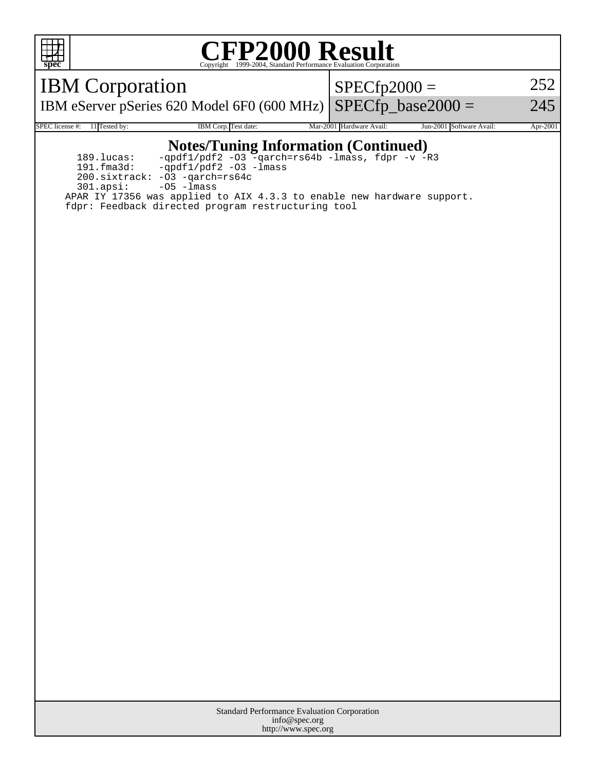# CFP2000 Result

Copyright 1999-2004, Standard Performance Evaluation Corporation

## IBM Corporation

IBM eServer pSeries 620 Model 6F0 (600 MHz)

SPECfp2000 = 252

SPECfp_base2000 = 245

| SPEC license #: | 11 | Tested by: | IBM Corp. | Test date: | Mar-2001 | Hardware Avail: | Jun-2001 | Software Avail: | Apr-2001 |
|---|---|---|---|---|---|---|---|---|---|

### Notes/Tuning Information (Continued)

```
    189.lucas:    -qpdf1/pdf2 -O3 -qarch=rs64b -lmass, fdpr -v -R3
    191.fma3d:    -qpdf1/pdf2 -O3 -lmass
    200.sixtrack: -O3 -qarch=rs64c
    301.apsi:     -O5 -lmass
 APAR IY 17356 was applied to AIX 4.3.3 to enable new hardware support.
 fdpr: Feedback directed program restructuring tool
```